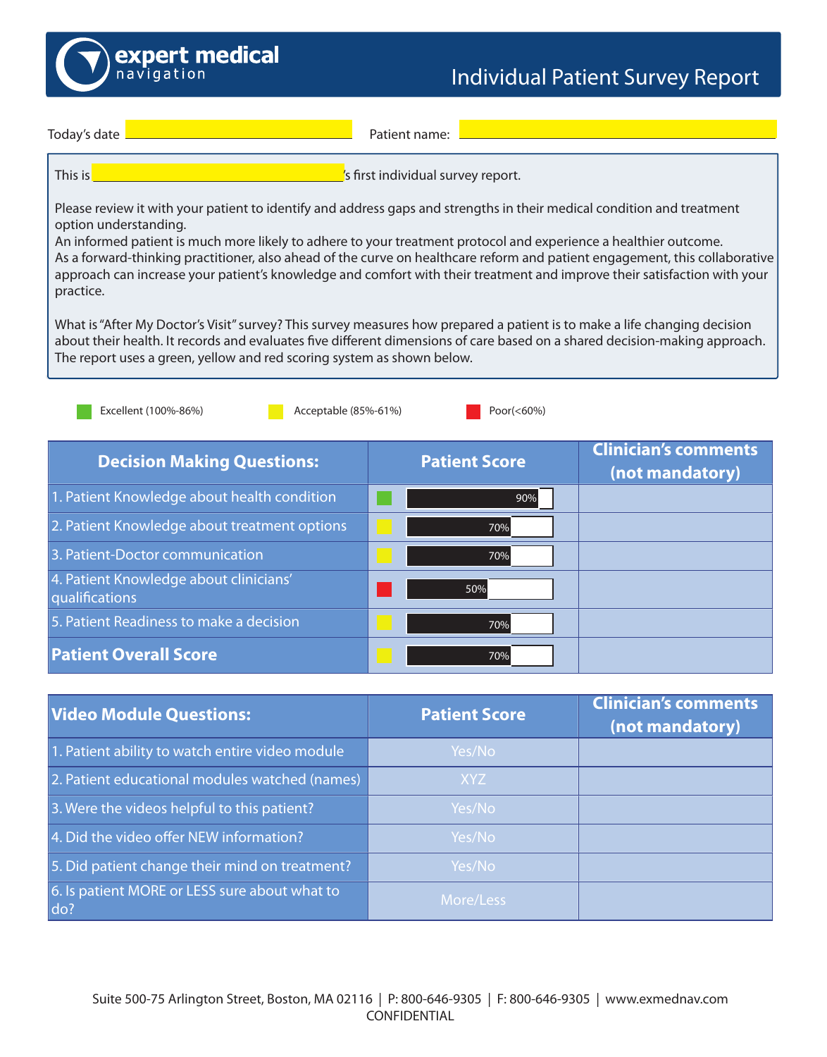# Individual Patient Survey Report

**expert medical navigation**

Today's date ______________________ Patient name: ______________________

This is ______________________'s first individual survey report.

Please review it with your patient to identify and address gaps and strengths in their medical condition and treatment option understanding.
An informed patient is much more likely to adhere to your treatment protocol and experience a healthier outcome.
As a forward-thinking practitioner, also ahead of the curve on healthcare reform and patient engagement, this collaborative approach can increase your patient's knowledge and comfort with their treatment and improve their satisfaction with your practice.

What is "After My Doctor's Visit" survey? This survey measures how prepared a patient is to make a life changing decision about their health. It records and evaluates five different dimensions of care based on a shared decision-making approach. The report uses a green, yellow and red scoring system as shown below.

Excellent (100%-86%) | Acceptable (85%-61%) | Poor(<60%)

| Decision Making Questions: | Patient Score | Clinician's comments (not mandatory) |
|---|---|---|
| 1. Patient Knowledge about health condition | 90% (Excellent) | |
| 2. Patient Knowledge about treatment options | 70% (Acceptable) | |
| 3. Patient-Doctor communication | 70% (Acceptable) | |
| 4. Patient Knowledge about clinicians' qualifications | 50% (Poor) | |
| 5. Patient Readiness to make a decision | 70% (Acceptable) | |
| **Patient Overall Score** | 70% (Acceptable) | |

| Video Module Questions: | Patient Score | Clinician's comments (not mandatory) |
|---|---|---|
| 1. Patient ability to watch entire video module | Yes/No | |
| 2. Patient educational modules watched (names) | XYZ | |
| 3. Were the videos helpful to this patient? | Yes/No | |
| 4. Did the video offer NEW information? | Yes/No | |
| 5. Did patient change their mind on treatment? | Yes/No | |
| 6. Is patient MORE or LESS sure about what to do? | More/Less | |

Suite 500-75 Arlington Street, Boston, MA 02116 | P: 800-646-9305 | F: 800-646-9305 | www.exmednav.com
CONFIDENTIAL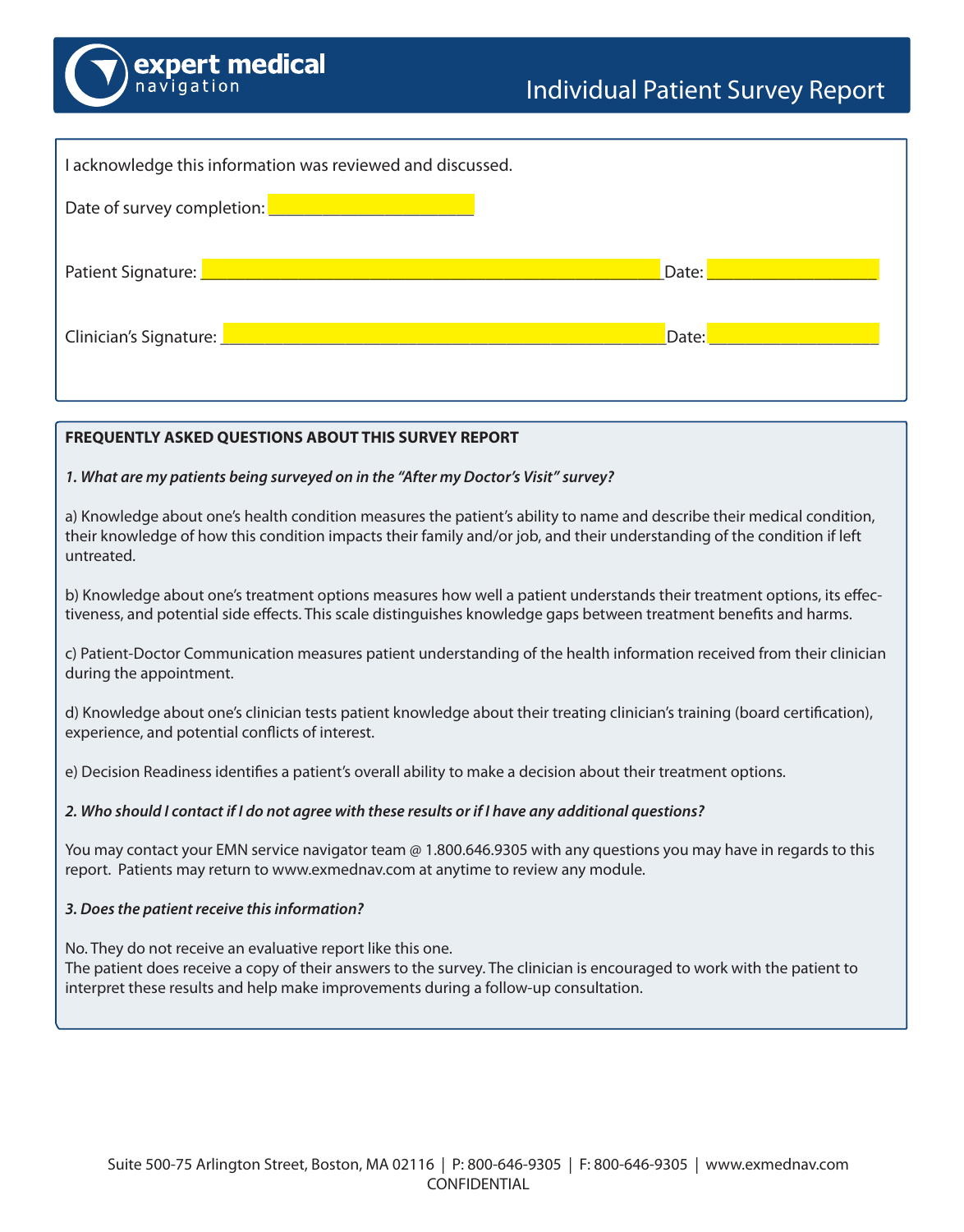# Individual Patient Survey Report

I acknowledge this information was reviewed and discussed.

Date of survey completion: ______________________

Patient Signature: __________________________________________________Date: __________________

Clinician's Signature: ________________________________________________Date: __________________

**FREQUENTLY ASKED QUESTIONS ABOUT THIS SURVEY REPORT**

***1. What are my patients being surveyed on in the "After my Doctor's Visit" survey?***

a) Knowledge about one's health condition measures the patient's ability to name and describe their medical condition, their knowledge of how this condition impacts their family and/or job, and their understanding of the condition if left untreated.

b) Knowledge about one's treatment options measures how well a patient understands their treatment options, its effectiveness, and potential side effects. This scale distinguishes knowledge gaps between treatment benefits and harms.

c) Patient-Doctor Communication measures patient understanding of the health information received from their clinician during the appointment.

d) Knowledge about one's clinician tests patient knowledge about their treating clinician's training (board certification), experience, and potential conflicts of interest.

e) Decision Readiness identifies a patient's overall ability to make a decision about their treatment options.

***2. Who should I contact if I do not agree with these results or if I have any additional questions?***

You may contact your EMN service navigator team @ 1.800.646.9305 with any questions you may have in regards to this report. Patients may return to www.exmednav.com at anytime to review any module.

***3. Does the patient receive this information?***

No. They do not receive an evaluative report like this one.
The patient does receive a copy of their answers to the survey. The clinician is encouraged to work with the patient to interpret these results and help make improvements during a follow-up consultation.

Suite 500-75 Arlington Street, Boston, MA 02116 | P: 800-646-9305 | F: 800-646-9305 | www.exmednav.com
CONFIDENTIAL